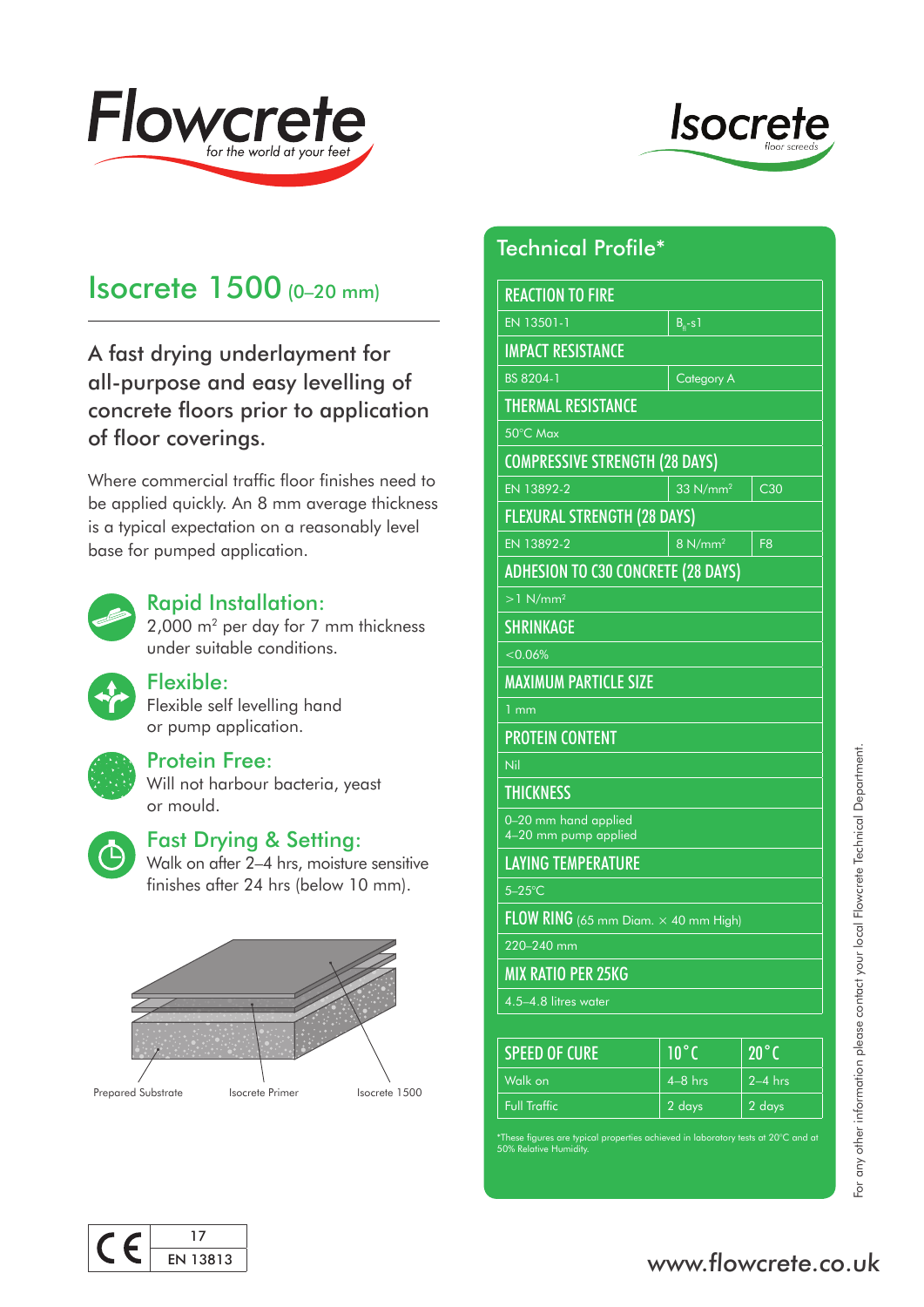Flowcrete
*for the world at your feet*

Isocrete
*floor screeds*

# Isocrete 1500 (0–20 mm)

## A fast drying underlayment for all-purpose and easy levelling of concrete floors prior to application of floor coverings.

Where commercial traffic floor finishes need to be applied quickly. An 8 mm average thickness is a typical expectation on a reasonably level base for pumped application.

### Rapid Installation:
2,000 m² per day for 7 mm thickness under suitable conditions.

### Flexible:
Flexible self levelling hand or pump application.

### Protein Free:
Will not harbour bacteria, yeast or mould.

### Fast Drying & Setting:
Walk on after 2–4 hrs, moisture sensitive finishes after 24 hrs (below 10 mm).

Prepared Substrate | Isocrete Primer | Isocrete 1500

## Technical Profile*

| REACTION TO FIRE | | |
|---|---|---|
| EN 13501-1 | $B_{fl}$-s1 | |
| **IMPACT RESISTANCE** | | |
| BS 8204-1 | Category A | |
| **THERMAL RESISTANCE** | | |
| 50°C Max | | |
| **COMPRESSIVE STRENGTH (28 DAYS)** | | |
| EN 13892-2 | 33 N/mm² | C30 |
| **FLEXURAL STRENGTH (28 DAYS)** | | |
| EN 13892-2 | 8 N/mm² | F8 |
| **ADHESION TO C30 CONCRETE (28 DAYS)** | | |
| >1 N/mm² | | |
| **SHRINKAGE** | | |
| <0.06% | | |
| **MAXIMUM PARTICLE SIZE** | | |
| 1 mm | | |
| **PROTEIN CONTENT** | | |
| Nil | | |
| **THICKNESS** | | |
| 0–20 mm hand applied<br>4–20 mm pump applied | | |
| **LAYING TEMPERATURE** | | |
| 5–25°C | | |
| **FLOW RING** (65 mm Diam. × 40 mm High) | | |
| 220–240 mm | | |
| **MIX RATIO PER 25KG** | | |
| 4.5–4.8 litres water | | |

| SPEED OF CURE | 10°C | 20°C |
|---|---|---|
| Walk on | 4–8 hrs | 2–4 hrs |
| Full Traffic | 2 days | 2 days |

*These figures are typical properties achieved in laboratory tests at 20°C and at 50% Relative Humidity.

For any other information please contact your local Flowcrete Technical Department.

CE 17 EN 13813

www.flowcrete.co.uk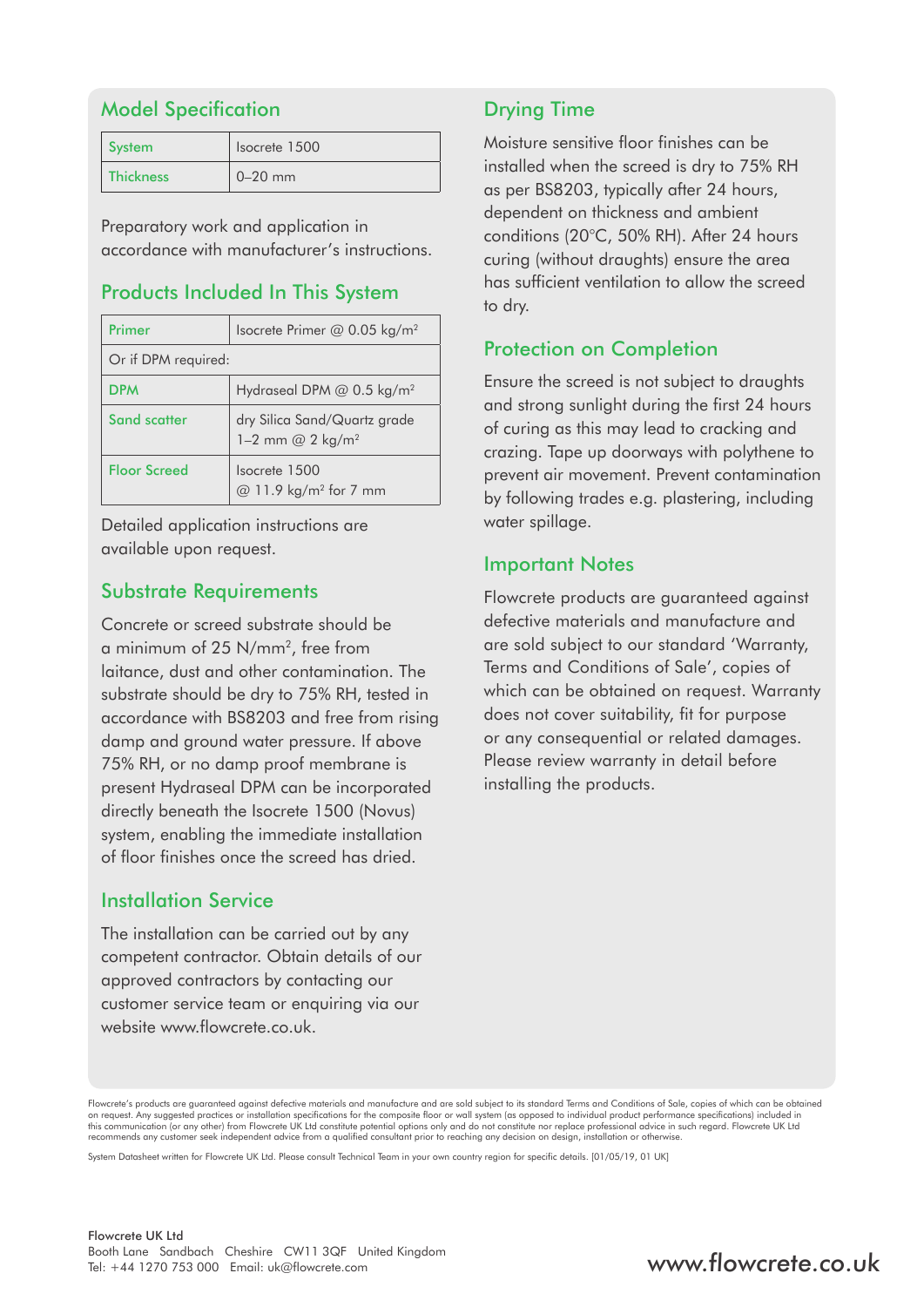## Model Specification

| | |
|---|---|
| System | Isocrete 1500 |
| Thickness | 0–20 mm |

Preparatory work and application in accordance with manufacturer's instructions.

## Products Included In This System

| | |
|---|---|
| Primer | Isocrete Primer @ 0.05 kg/m² |
| Or if DPM required: | |
| DPM | Hydraseal DPM @ 0.5 kg/m² |
| Sand scatter | dry Silica Sand/Quartz grade 1–2 mm @ 2 kg/m² |
| Floor Screed | Isocrete 1500 @ 11.9 kg/m² for 7 mm |

Detailed application instructions are available upon request.

## Substrate Requirements

Concrete or screed substrate should be a minimum of 25 N/mm², free from laitance, dust and other contamination. The substrate should be dry to 75% RH, tested in accordance with BS8203 and free from rising damp and ground water pressure. If above 75% RH, or no damp proof membrane is present Hydraseal DPM can be incorporated directly beneath the Isocrete 1500 (Novus) system, enabling the immediate installation of floor finishes once the screed has dried.

## Installation Service

The installation can be carried out by any competent contractor. Obtain details of our approved contractors by contacting our customer service team or enquiring via our website www.flowcrete.co.uk.

## Drying Time

Moisture sensitive floor finishes can be installed when the screed is dry to 75% RH as per BS8203, typically after 24 hours, dependent on thickness and ambient conditions (20°C, 50% RH). After 24 hours curing (without draughts) ensure the area has sufficient ventilation to allow the screed to dry.

## Protection on Completion

Ensure the screed is not subject to draughts and strong sunlight during the first 24 hours of curing as this may lead to cracking and crazing. Tape up doorways with polythene to prevent air movement. Prevent contamination by following trades e.g. plastering, including water spillage.

## Important Notes

Flowcrete products are guaranteed against defective materials and manufacture and are sold subject to our standard 'Warranty, Terms and Conditions of Sale', copies of which can be obtained on request. Warranty does not cover suitability, fit for purpose or any consequential or related damages. Please review warranty in detail before installing the products.

Flowcrete's products are guaranteed against defective materials and manufacture and are sold subject to its standard Terms and Conditions of Sale, copies of which can be obtained on request. Any suggested practices or installation specifications for the composite floor or wall system (as opposed to individual product performance specifications) included in this communication (or any other) from Flowcrete UK Ltd constitute potential options only and do not constitute nor replace professional advice in such regard. Flowcrete UK Ltd recommends any customer seek independent advice from a qualified consultant prior to reaching any decision on design, installation or otherwise.

System Datasheet written for Flowcrete UK Ltd. Please consult Technical Team in your own country region for specific details. [01/05/19, 01 UK]

**Flowcrete UK Ltd**
Booth Lane Sandbach Cheshire CW11 3QF United Kingdom
Tel: +44 1270 753 000 Email: uk@flowcrete.com

www.flowcrete.co.uk